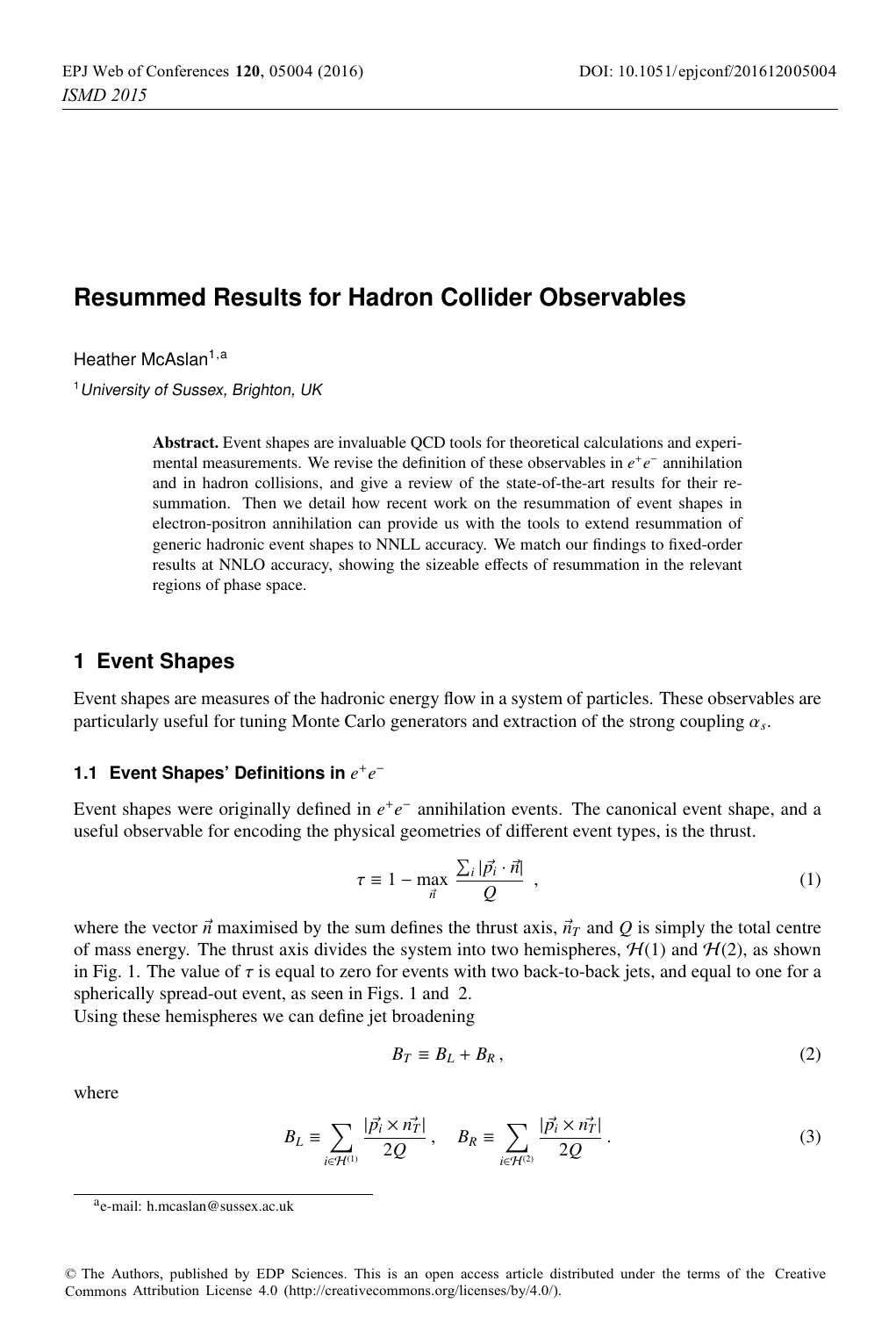# Resummed Results for Hadron Collider Observables

Heather McAslan[1,a]

[1] *University of Sussex, Brighton, UK*

**Abstract.** Event shapes are invaluable QCD tools for theoretical calculations and experimental measurements. We revise the definition of these observables in $e^+e^-$ annihilation and in hadron collisions, and give a review of the state-of-the-art results for their resummation. Then we detail how recent work on the resummation of event shapes in electron-positron annihilation can provide us with the tools to extend resummation of generic hadronic event shapes to NNLL accuracy. We match our findings to fixed-order results at NNLO accuracy, showing the sizeable effects of resummation in the relevant regions of phase space.

## 1 Event Shapes

Event shapes are measures of the hadronic energy flow in a system of particles. These observables are particularly useful for tuning Monte Carlo generators and extraction of the strong coupling $\alpha_s$.

### 1.1 Event Shapes' Definitions in $e^+e^-$

Event shapes were originally defined in $e^+e^-$ annihilation events. The canonical event shape, and a useful observable for encoding the physical geometries of different event types, is the thrust.

$$\tau \equiv 1 - \max_{\vec{n}} \frac{\sum_i |\vec{p}_i \cdot \vec{n}|}{Q} \ , \tag{1}$$

where the vector $\vec{n}$ maximised by the sum defines the thrust axis, $\vec{n}_T$ and $Q$ is simply the total centre of mass energy. The thrust axis divides the system into two hemispheres, $\mathcal{H}(1)$ and $\mathcal{H}(2)$, as shown in Fig. 1. The value of $\tau$ is equal to zero for events with two back-to-back jets, and equal to one for a spherically spread-out event, as seen in Figs. 1 and 2.

Using these hemispheres we can define jet broadening

$$B_T \equiv B_L + B_R \, , \tag{2}$$

where

$$B_L \equiv \sum_{i \in \mathcal{H}^{(1)}} \frac{|\vec{p}_i \times \vec{n_T}|}{2Q} \, , \quad B_R \equiv \sum_{i \in \mathcal{H}^{(2)}} \frac{|\vec{p}_i \times \vec{n_T}|}{2Q} \, . \tag{3}$$

[a] e-mail: h.mcaslan@sussex.ac.uk

© The Authors, published by EDP Sciences. This is an open access article distributed under the terms of the Creative Commons Attribution License 4.0 (http://creativecommons.org/licenses/by/4.0/).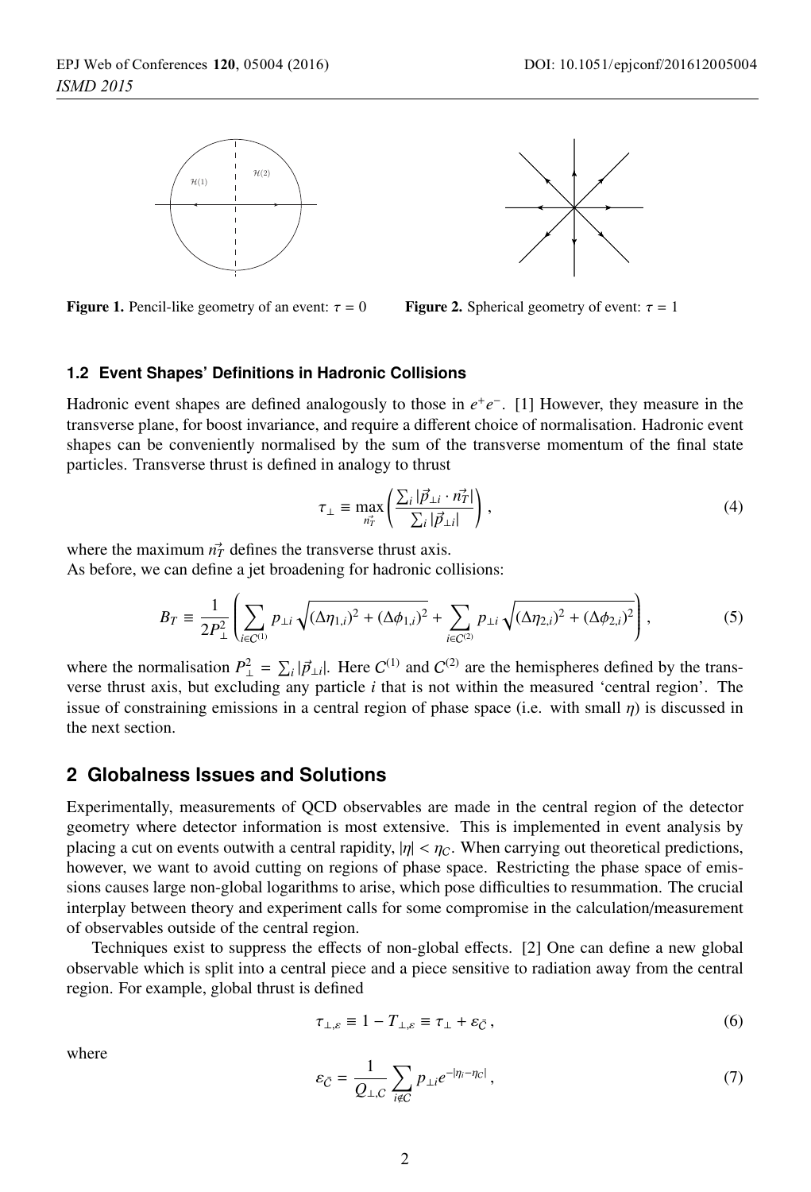Figure 1. Pencil-like geometry of an event: $\tau = 0$

Figure 2. Spherical geometry of event: $\tau = 1$

### 1.2 Event Shapes' Definitions in Hadronic Collisions

Hadronic event shapes are defined analogously to those in $e^+e^-$. [1] However, they measure in the transverse plane, for boost invariance, and require a different choice of normalisation. Hadronic event shapes can be conveniently normalised by the sum of the transverse momentum of the final state particles. Transverse thrust is defined in analogy to thrust

$$\tau_\perp \equiv \max_{\vec{n_T}} \left( \frac{\sum_i |\vec{p}_{\perp i} \cdot \vec{n_T}|}{\sum_i |\vec{p}_{\perp i}|} \right), \tag{4}$$

where the maximum $\vec{n_T}$ defines the transverse thrust axis.
As before, we can define a jet broadening for hadronic collisions:

$$B_T \equiv \frac{1}{2P_\perp^2} \left( \sum_{i \in C^{(1)}} p_{\perp i} \sqrt{(\Delta\eta_{1,i})^2 + (\Delta\phi_{1,i})^2} + \sum_{i \in C^{(2)}} p_{\perp i} \sqrt{(\Delta\eta_{2,i})^2 + (\Delta\phi_{2,i})^2} \right), \tag{5}$$

where the normalisation $P_\perp^2 = \sum_i |\vec{p}_{\perp i}|$. Here $C^{(1)}$ and $C^{(2)}$ are the hemispheres defined by the transverse thrust axis, but excluding any particle $i$ that is not within the measured 'central region'. The issue of constraining emissions in a central region of phase space (i.e. with small $\eta$) is discussed in the next section.

## 2 Globalness Issues and Solutions

Experimentally, measurements of QCD observables are made in the central region of the detector geometry where detector information is most extensive. This is implemented in event analysis by placing a cut on events outwith a central rapidity, $|\eta| < \eta_C$. When carrying out theoretical predictions, however, we want to avoid cutting on regions of phase space. Restricting the phase space of emissions causes large non-global logarithms to arise, which pose difficulties to resummation. The crucial interplay between theory and experiment calls for some compromise in the calculation/measurement of observables outside of the central region.

Techniques exist to suppress the effects of non-global effects. [2] One can define a new global observable which is split into a central piece and a piece sensitive to radiation away from the central region. For example, global thrust is defined

$$\tau_{\perp,\varepsilon} \equiv 1 - T_{\perp,\varepsilon} \equiv \tau_\perp + \varepsilon_{\bar{C}}, \tag{6}$$

where

$$\varepsilon_{\bar{C}} = \frac{1}{Q_{\perp,C}} \sum_{i \notin C} p_{\perp i} e^{-|\eta_i - \eta_C|}, \tag{7}$$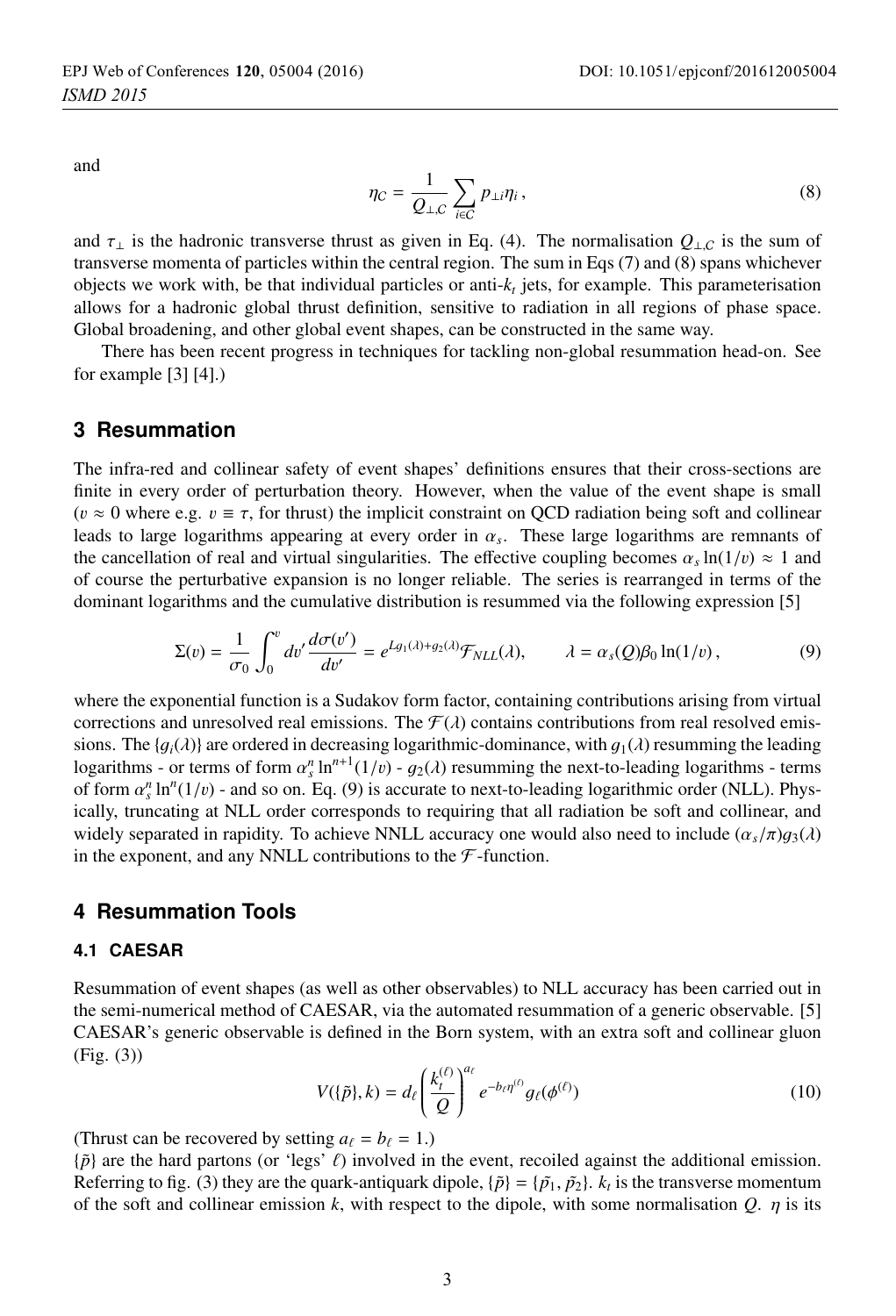and

$$\eta_C = \frac{1}{Q_{\perp,C}} \sum_{i \in C} p_{\perp i} \eta_i \,, \tag{8}$$

and $\tau_\perp$ is the hadronic transverse thrust as given in Eq. (4). The normalisation $Q_{\perp,C}$ is the sum of transverse momenta of particles within the central region. The sum in Eqs (7) and (8) spans whichever objects we work with, be that individual particles or anti-$k_t$ jets, for example. This parameterisation allows for a hadronic global thrust definition, sensitive to radiation in all regions of phase space. Global broadening, and other global event shapes, can be constructed in the same way.

There has been recent progress in techniques for tackling non-global resummation head-on. See for example [3] [4].)

## 3 Resummation

The infra-red and collinear safety of event shapes' definitions ensures that their cross-sections are finite in every order of perturbation theory. However, when the value of the event shape is small ($v \approx 0$ where e.g. $v \equiv \tau$, for thrust) the implicit constraint on QCD radiation being soft and collinear leads to large logarithms appearing at every order in $\alpha_s$. These large logarithms are remnants of the cancellation of real and virtual singularities. The effective coupling becomes $\alpha_s \ln(1/v) \approx 1$ and of course the perturbative expansion is no longer reliable. The series is rearranged in terms of the dominant logarithms and the cumulative distribution is resummed via the following expression [5]

$$\Sigma(v) = \frac{1}{\sigma_0} \int_0^v dv' \frac{d\sigma(v')}{dv'} = e^{Lg_1(\lambda)+g_2(\lambda)} \mathcal{F}_{NLL}(\lambda), \qquad \lambda = \alpha_s(Q)\beta_0 \ln(1/v) \,, \tag{9}$$

where the exponential function is a Sudakov form factor, containing contributions arising from virtual corrections and unresolved real emissions. The $\mathcal{F}(\lambda)$ contains contributions from real resolved emissions. The $\{g_i(\lambda)\}$ are ordered in decreasing logarithmic-dominance, with $g_1(\lambda)$ resumming the leading logarithms - or terms of form $\alpha_s^n \ln^{n+1}(1/v)$ - $g_2(\lambda)$ resumming the next-to-leading logarithms - terms of form $\alpha_s^n \ln^n(1/v)$ - and so on. Eq. (9) is accurate to next-to-leading logarithmic order (NLL). Physically, truncating at NLL order corresponds to requiring that all radiation be soft and collinear, and widely separated in rapidity. To achieve NNLL accuracy one would also need to include $(\alpha_s/\pi)g_3(\lambda)$ in the exponent, and any NNLL contributions to the $\mathcal{F}$-function.

## 4 Resummation Tools

### 4.1 CAESAR

Resummation of event shapes (as well as other observables) to NLL accuracy has been carried out in the semi-numerical method of CAESAR, via the automated resummation of a generic observable. [5] CAESAR's generic observable is defined in the Born system, with an extra soft and collinear gluon (Fig. (3))

$$V(\{\tilde{p}\}, k) = d_\ell \left( \frac{k_t^{(\ell)}}{Q} \right)^{a_\ell} e^{-b_\ell \eta^{(\ell)}} g_\ell(\phi^{(\ell)}) \tag{10}$$

(Thrust can be recovered by setting $a_\ell = b_\ell = 1$.)

$\{\tilde{p}\}$ are the hard partons (or 'legs' $\ell$) involved in the event, recoiled against the additional emission. Referring to fig. (3) they are the quark-antiquark dipole, $\{\tilde{p}\} = \{\tilde{p_1}, \tilde{p_2}\}$. $k_t$ is the transverse momentum of the soft and collinear emission $k$, with respect to the dipole, with some normalisation $Q$. $\eta$ is its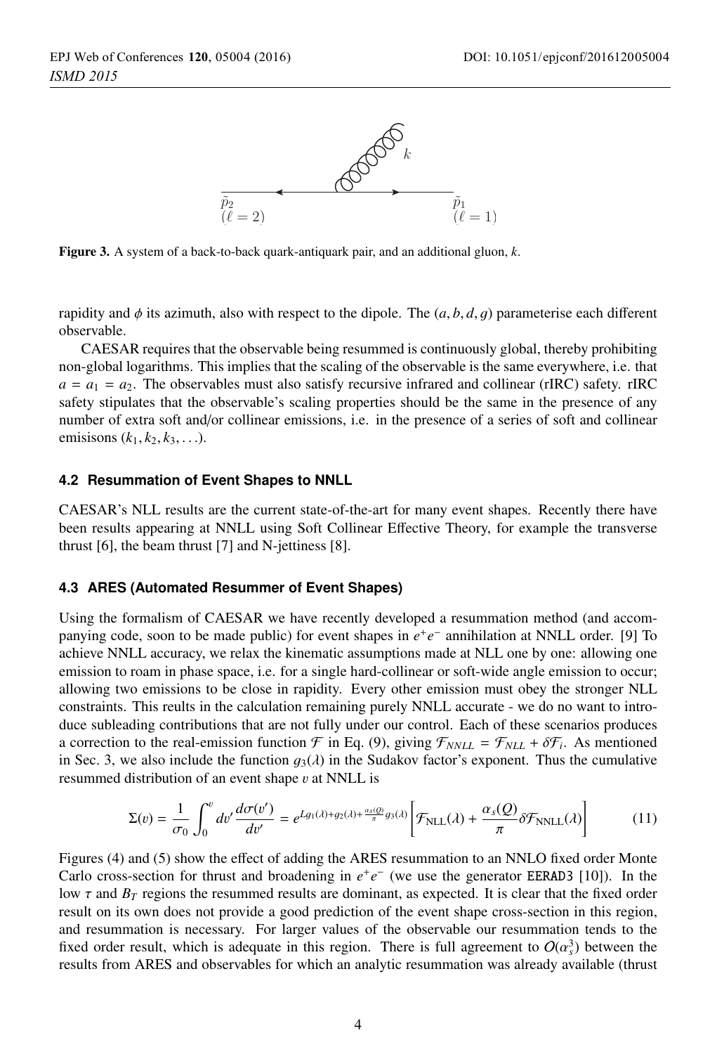Figure 3. A system of a back-to-back quark-antiquark pair, and an additional gluon, $k$.

rapidity and $\phi$ its azimuth, also with respect to the dipole. The $(a, b, d, g)$ parameterise each different observable.

CAESAR requires that the observable being resummed is continuously global, thereby prohibiting non-global logarithms. This implies that the scaling of the observable is the same everywhere, i.e. that $a = a_1 = a_2$. The observables must also satisfy recursive infrared and collinear (rIRC) safety. rIRC safety stipulates that the observable's scaling properties should be the same in the presence of any number of extra soft and/or collinear emissions, i.e. in the presence of a series of soft and collinear emisisons $(k_1, k_2, k_3, \ldots)$.

### 4.2 Resummation of Event Shapes to NNLL

CAESAR's NLL results are the current state-of-the-art for many event shapes. Recently there have been results appearing at NNLL using Soft Collinear Effective Theory, for example the transverse thrust [6], the beam thrust [7] and N-jettiness [8].

### 4.3 ARES (Automated Resummer of Event Shapes)

Using the formalism of CAESAR we have recently developed a resummation method (and accompanying code, soon to be made public) for event shapes in $e^+e^-$ annihilation at NNLL order. [9] To achieve NNLL accuracy, we relax the kinematic assumptions made at NLL one by one: allowing one emission to roam in phase space, i.e. for a single hard-collinear or soft-wide angle emission to occur; allowing two emissions to be close in rapidity. Every other emission must obey the stronger NLL constraints. This reults in the calculation remaining purely NNLL accurate - we do no want to introduce subleading contributions that are not fully under our control. Each of these scenarios produces a correction to the real-emission function $\mathcal{F}$ in Eq. (9), giving $\mathcal{F}_{NNLL} = \mathcal{F}_{NLL} + \delta\mathcal{F}_i$. As mentioned in Sec. 3, we also include the function $g_3(\lambda)$ in the Sudakov factor's exponent. Thus the cumulative resummed distribution of an event shape $v$ at NNLL is

$$\Sigma(v) = \frac{1}{\sigma_0}\int_0^v dv' \frac{d\sigma(v')}{dv'} = e^{Lg_1(\lambda)+g_2(\lambda)+\frac{\alpha_s(Q)}{\pi}g_3(\lambda)}\left[\mathcal{F}_{\rm NLL}(\lambda) + \frac{\alpha_s(Q)}{\pi}\delta\mathcal{F}_{\rm NNLL}(\lambda)\right] \tag{11}$$

Figures (4) and (5) show the effect of adding the ARES resummation to an NNLO fixed order Monte Carlo cross-section for thrust and broadening in $e^+e^-$ (we use the generator `EERAD3` [10]). In the low $\tau$ and $B_T$ regions the resummed results are dominant, as expected. It is clear that the fixed order result on its own does not provide a good prediction of the event shape cross-section in this region, and resummation is necessary. For larger values of the observable our resummation tends to the fixed order result, which is adequate in this region. There is full agreement to $O(\alpha_s^3)$ between the results from ARES and observables for which an analytic resummation was already available (thrust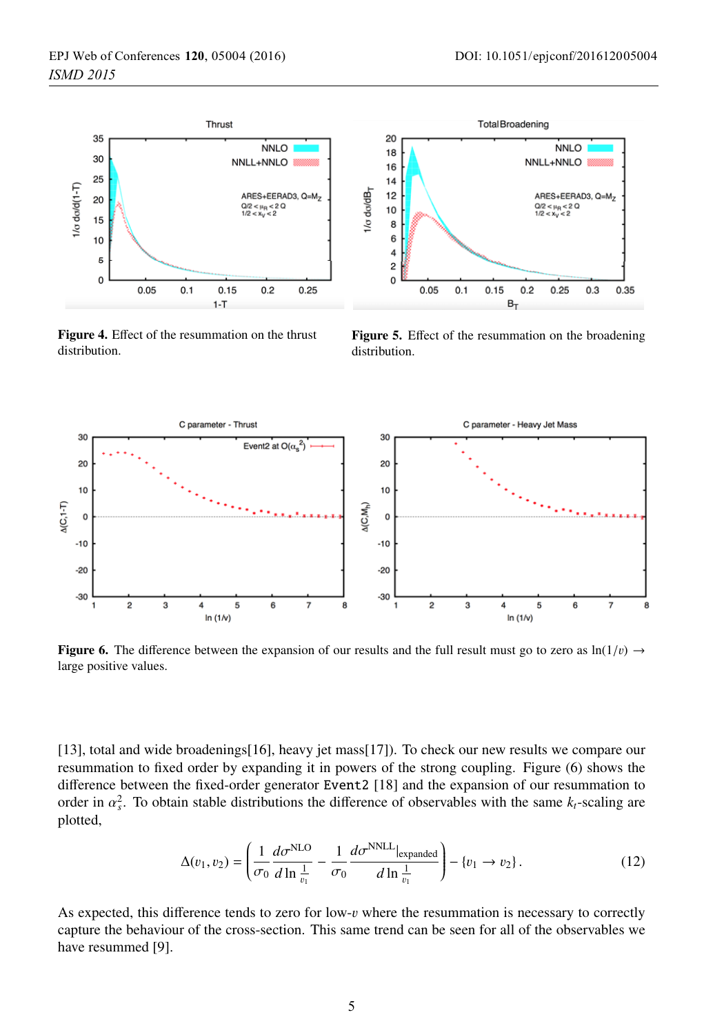**Figure 4.** Effect of the resummation on the thrust distribution.

**Figure 5.** Effect of the resummation on the broadening distribution.

**Figure 6.** The difference between the expansion of our results and the full result must go to zero as $\ln(1/v) \rightarrow$ large positive values.

[13], total and wide broadenings[16], heavy jet mass[17]). To check our new results we compare our resummation to fixed order by expanding it in powers of the strong coupling. Figure (6) shows the difference between the fixed-order generator Event2 [18] and the expansion of our resummation to order in $\alpha_s^2$. To obtain stable distributions the difference of observables with the same $k_t$-scaling are plotted,

$$\Delta(v_1, v_2) = \left( \frac{1}{\sigma_0} \frac{d\sigma^{\text{NLO}}}{d \ln \frac{1}{v_1}} - \frac{1}{\sigma_0} \frac{d\sigma^{\text{NNLL}}|_{\text{expanded}}}{d \ln \frac{1}{v_1}} \right) - \{v_1 \rightarrow v_2\} . \tag{12}$$

As expected, this difference tends to zero for low-$v$ where the resummation is necessary to correctly capture the behaviour of the cross-section. This same trend can be seen for all of the observables we have resummed [9].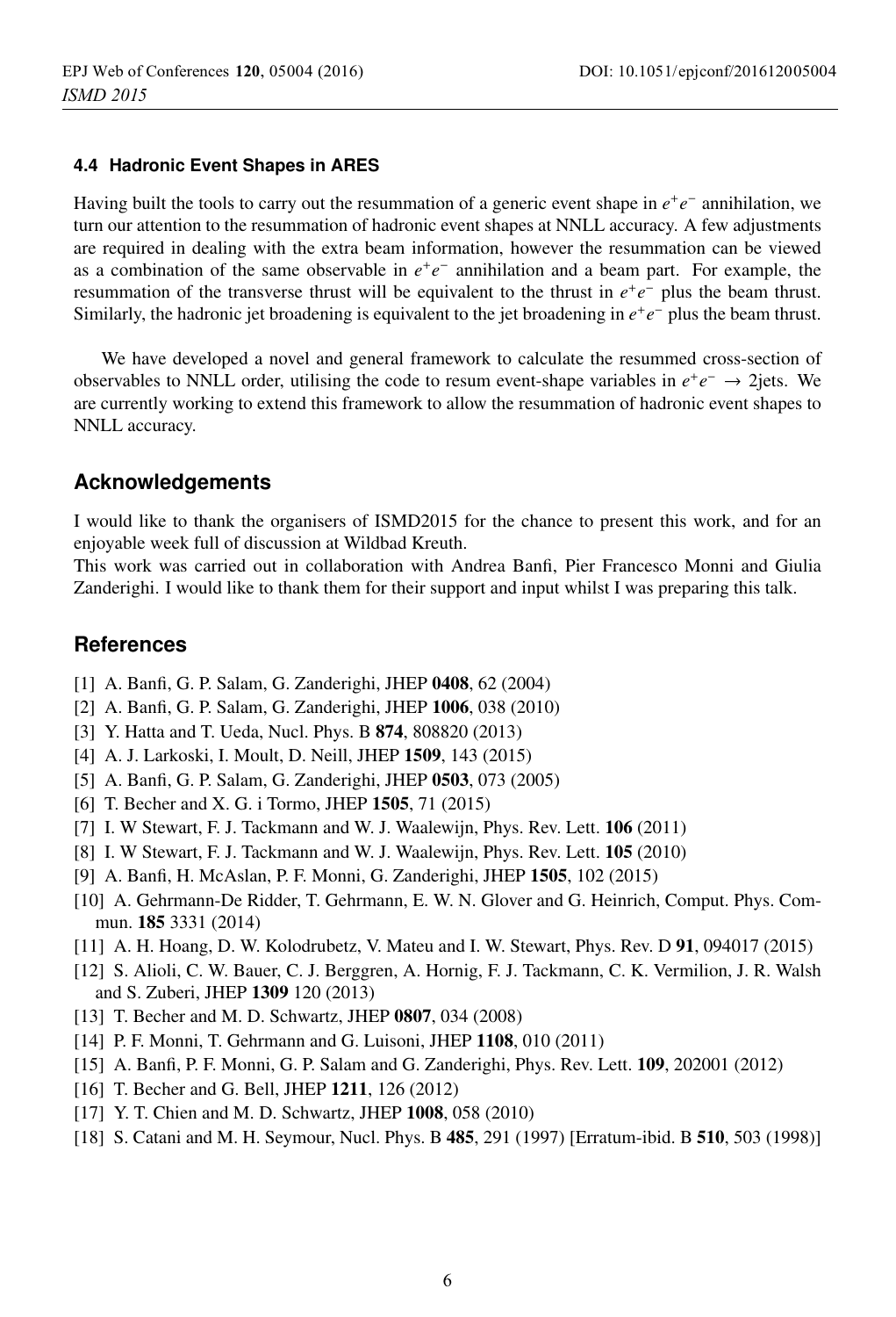### 4.4 Hadronic Event Shapes in ARES

Having built the tools to carry out the resummation of a generic event shape in $e^+e^-$ annihilation, we turn our attention to the resummation of hadronic event shapes at NNLL accuracy. A few adjustments are required in dealing with the extra beam information, however the resummation can be viewed as a combination of the same observable in $e^+e^-$ annihilation and a beam part. For example, the resummation of the transverse thrust will be equivalent to the thrust in $e^+e^-$ plus the beam thrust. Similarly, the hadronic jet broadening is equivalent to the jet broadening in $e^+e^-$ plus the beam thrust.

We have developed a novel and general framework to calculate the resummed cross-section of observables to NNLL order, utilising the code to resum event-shape variables in $e^+e^- \to$ 2jets. We are currently working to extend this framework to allow the resummation of hadronic event shapes to NNLL accuracy.

## Acknowledgements

I would like to thank the organisers of ISMD2015 for the chance to present this work, and for an enjoyable week full of discussion at Wildbad Kreuth.
This work was carried out in collaboration with Andrea Banfi, Pier Francesco Monni and Giulia Zanderighi. I would like to thank them for their support and input whilst I was preparing this talk.

## References

[1] A. Banfi, G. P. Salam, G. Zanderighi, JHEP **0408**, 62 (2004)
[2] A. Banfi, G. P. Salam, G. Zanderighi, JHEP **1006**, 038 (2010)
[3] Y. Hatta and T. Ueda, Nucl. Phys. B **874**, 808820 (2013)
[4] A. J. Larkoski, I. Moult, D. Neill, JHEP **1509**, 143 (2015)
[5] A. Banfi, G. P. Salam, G. Zanderighi, JHEP **0503**, 073 (2005)
[6] T. Becher and X. G. i Tormo, JHEP **1505**, 71 (2015)
[7] I. W Stewart, F. J. Tackmann and W. J. Waalewijn, Phys. Rev. Lett. **106** (2011)
[8] I. W Stewart, F. J. Tackmann and W. J. Waalewijn, Phys. Rev. Lett. **105** (2010)
[9] A. Banfi, H. McAslan, P. F. Monni, G. Zanderighi, JHEP **1505**, 102 (2015)
[10] A. Gehrmann-De Ridder, T. Gehrmann, E. W. N. Glover and G. Heinrich, Comput. Phys. Commun. **185** 3331 (2014)
[11] A. H. Hoang, D. W. Kolodrubetz, V. Mateu and I. W. Stewart, Phys. Rev. D **91**, 094017 (2015)
[12] S. Alioli, C. W. Bauer, C. J. Berggren, A. Hornig, F. J. Tackmann, C. K. Vermilion, J. R. Walsh and S. Zuberi, JHEP **1309** 120 (2013)
[13] T. Becher and M. D. Schwartz, JHEP **0807**, 034 (2008)
[14] P. F. Monni, T. Gehrmann and G. Luisoni, JHEP **1108**, 010 (2011)
[15] A. Banfi, P. F. Monni, G. P. Salam and G. Zanderighi, Phys. Rev. Lett. **109**, 202001 (2012)
[16] T. Becher and G. Bell, JHEP **1211**, 126 (2012)
[17] Y. T. Chien and M. D. Schwartz, JHEP **1008**, 058 (2010)
[18] S. Catani and M. H. Seymour, Nucl. Phys. B **485**, 291 (1997) [Erratum-ibid. B **510**, 503 (1998)]